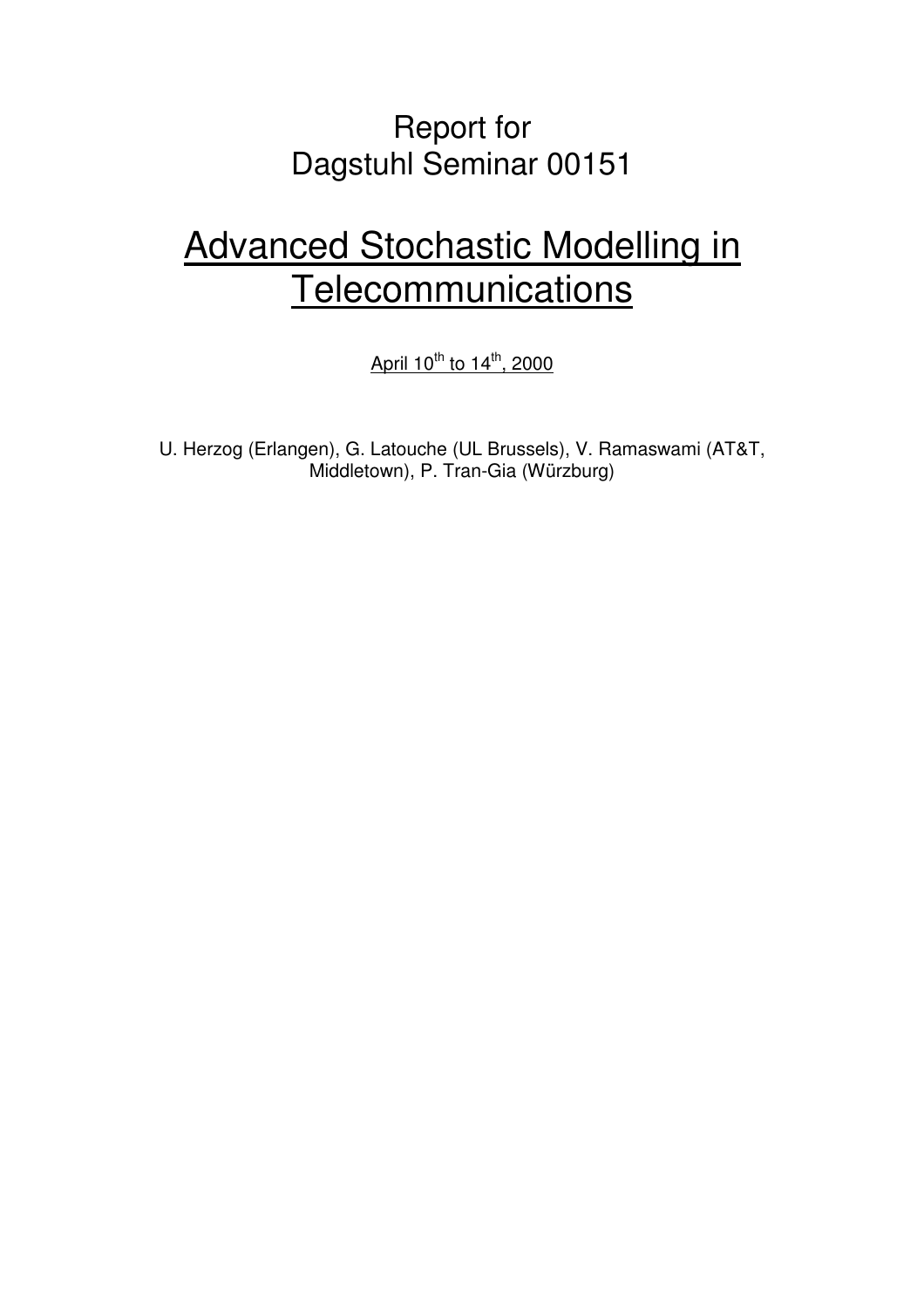Report for
Dagstuhl Seminar 00151

# Advanced Stochastic Modelling in Telecommunications

April 10th to 14th, 2000

U. Herzog (Erlangen), G. Latouche (UL Brussels), V. Ramaswami (AT&T, Middletown), P. Tran-Gia (Würzburg)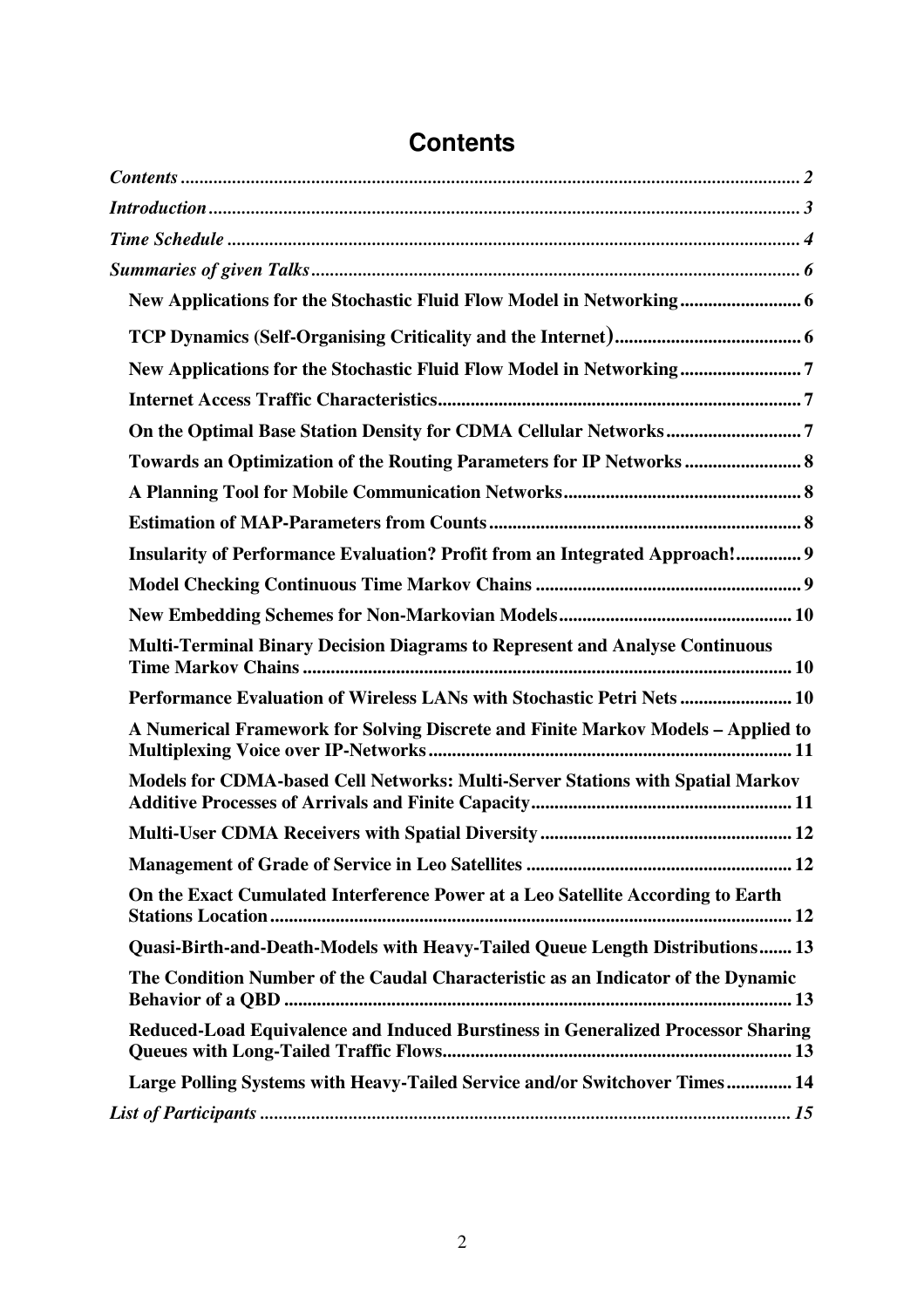# Contents

*Contents* ..... *2*

*Introduction* ..... *3*

*Time Schedule* ..... *4*

*Summaries of given Talks* ..... *6*

- **New Applications for the Stochastic Fluid Flow Model in Networking ..... 6**
- **TCP Dynamics (Self-Organising Criticality and the Internet) ..... 6**
- **New Applications for the Stochastic Fluid Flow Model in Networking ..... 7**
- **Internet Access Traffic Characteristics ..... 7**
- **On the Optimal Base Station Density for CDMA Cellular Networks ..... 7**
- **Towards an Optimization of the Routing Parameters for IP Networks ..... 8**
- **A Planning Tool for Mobile Communication Networks ..... 8**
- **Estimation of MAP-Parameters from Counts ..... 8**
- **Insularity of Performance Evaluation? Profit from an Integrated Approach! ..... 9**
- **Model Checking Continuous Time Markov Chains ..... 9**
- **New Embedding Schemes for Non-Markovian Models ..... 10**
- **Multi-Terminal Binary Decision Diagrams to Represent and Analyse Continuous Time Markov Chains ..... 10**
- **Performance Evaluation of Wireless LANs with Stochastic Petri Nets ..... 10**
- **A Numerical Framework for Solving Discrete and Finite Markov Models – Applied to Multiplexing Voice over IP-Networks ..... 11**
- **Models for CDMA-based Cell Networks: Multi-Server Stations with Spatial Markov Additive Processes of Arrivals and Finite Capacity ..... 11**
- **Multi-User CDMA Receivers with Spatial Diversity ..... 12**
- **Management of Grade of Service in Leo Satellites ..... 12**
- **On the Exact Cumulated Interference Power at a Leo Satellite According to Earth Stations Location ..... 12**
- **Quasi-Birth-and-Death-Models with Heavy-Tailed Queue Length Distributions ..... 13**
- **The Condition Number of the Caudal Characteristic as an Indicator of the Dynamic Behavior of a QBD ..... 13**
- **Reduced-Load Equivalence and Induced Burstiness in Generalized Processor Sharing Queues with Long-Tailed Traffic Flows ..... 13**
- **Large Polling Systems with Heavy-Tailed Service and/or Switchover Times ..... 14**

*List of Participants* ..... *15*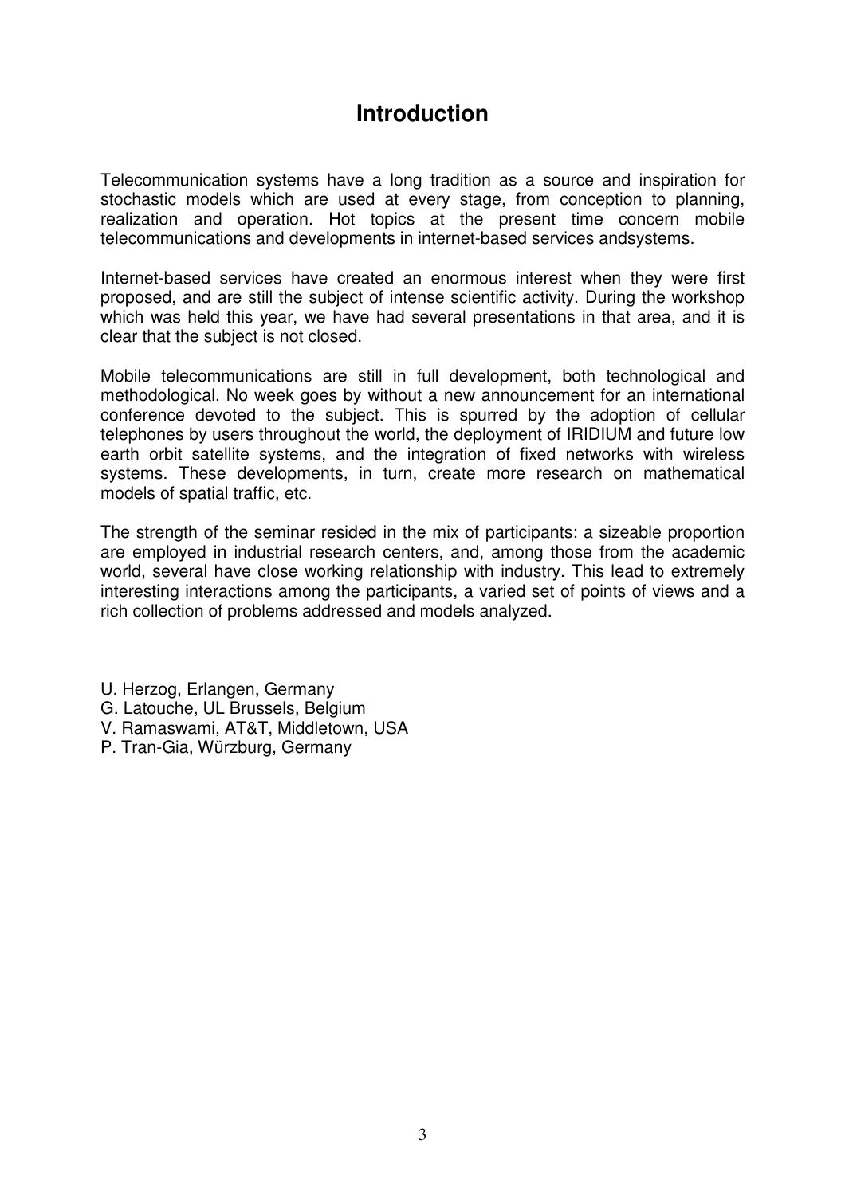# Introduction

Telecommunication systems have a long tradition as a source and inspiration for stochastic models which are used at every stage, from conception to planning, realization and operation. Hot topics at the present time concern mobile telecommunications and developments in internet-based services andsystems.

Internet-based services have created an enormous interest when they were first proposed, and are still the subject of intense scientific activity. During the workshop which was held this year, we have had several presentations in that area, and it is clear that the subject is not closed.

Mobile telecommunications are still in full development, both technological and methodological. No week goes by without a new announcement for an international conference devoted to the subject. This is spurred by the adoption of cellular telephones by users throughout the world, the deployment of IRIDIUM and future low earth orbit satellite systems, and the integration of fixed networks with wireless systems. These developments, in turn, create more research on mathematical models of spatial traffic, etc.

The strength of the seminar resided in the mix of participants: a sizeable proportion are employed in industrial research centers, and, among those from the academic world, several have close working relationship with industry. This lead to extremely interesting interactions among the participants, a varied set of points of views and a rich collection of problems addressed and models analyzed.

U. Herzog, Erlangen, Germany
G. Latouche, UL Brussels, Belgium
V. Ramaswami, AT&T, Middletown, USA
P. Tran-Gia, Würzburg, Germany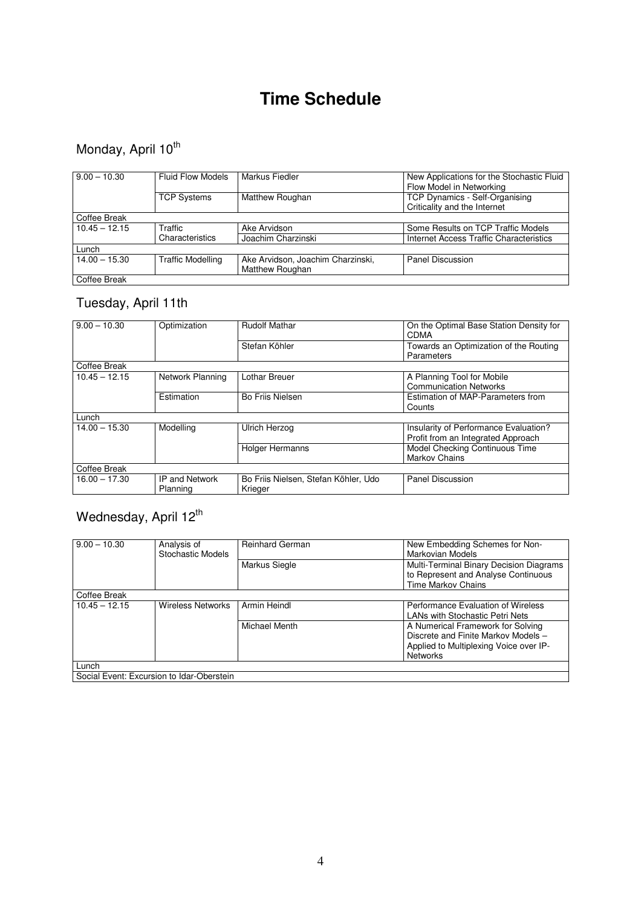# Time Schedule

## Monday, April 10th

| | | | |
|---|---|---|---|
| 9.00 – 10.30 | Fluid Flow Models | Markus Fiedler | New Applications for the Stochastic Fluid Flow Model in Networking |
| | TCP Systems | Matthew Roughan | TCP Dynamics - Self-Organising Criticality and the Internet |
| Coffee Break | | | |
| 10.45 – 12.15 | Traffic Characteristics | Ake Arvidson | Some Results on TCP Traffic Models |
| | | Joachim Charzinski | Internet Access Traffic Characteristics |
| Lunch | | | |
| 14.00 – 15.30 | Traffic Modelling | Ake Arvidson, Joachim Charzinski, Matthew Roughan | Panel Discussion |
| Coffee Break | | | |

## Tuesday, April 11th

| | | | |
|---|---|---|---|
| 9.00 – 10.30 | Optimization | Rudolf Mathar | On the Optimal Base Station Density for CDMA |
| | | Stefan Köhler | Towards an Optimization of the Routing Parameters |
| Coffee Break | | | |
| 10.45 – 12.15 | Network Planning | Lothar Breuer | A Planning Tool for Mobile Communication Networks |
| | Estimation | Bo Friis Nielsen | Estimation of MAP-Parameters from Counts |
| Lunch | | | |
| 14.00 – 15.30 | Modelling | Ulrich Herzog | Insularity of Performance Evaluation? Profit from an Integrated Approach |
| | | Holger Hermanns | Model Checking Continuous Time Markov Chains |
| Coffee Break | | | |
| 16.00 – 17.30 | IP and Network Planning | Bo Friis Nielsen, Stefan Köhler, Udo Krieger | Panel Discussion |

## Wednesday, April 12th

| | | | |
|---|---|---|---|
| 9.00 – 10.30 | Analysis of Stochastic Models | Reinhard German | New Embedding Schemes for Non-Markovian Models |
| | | Markus Siegle | Multi-Terminal Binary Decision Diagrams to Represent and Analyse Continuous Time Markov Chains |
| Coffee Break | | | |
| 10.45 – 12.15 | Wireless Networks | Armin Heindl | Performance Evaluation of Wireless LANs with Stochastic Petri Nets |
| | | Michael Menth | A Numerical Framework for Solving Discrete and Finite Markov Models – Applied to Multiplexing Voice over IP-Networks |
| Lunch | | | |
| Social Event: Excursion to Idar-Oberstein | | | |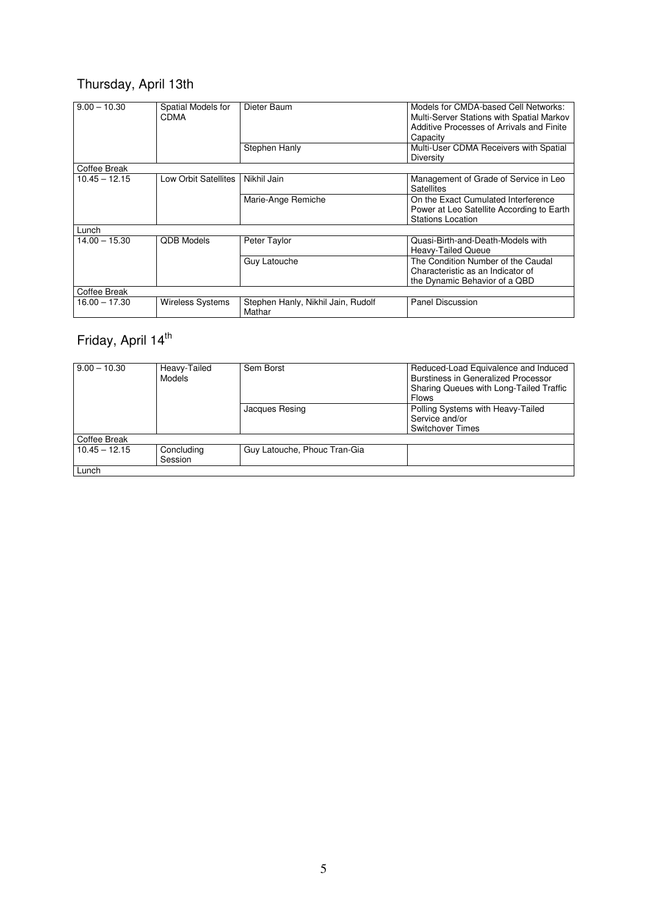## Thursday, April 13th

| 9.00 – 10.30 | Spatial Models for CDMA | Dieter Baum | Models for CMDA-based Cell Networks: Multi-Server Stations with Spatial Markov Additive Processes of Arrivals and Finite Capacity |
|---|---|---|---|
| | | Stephen Hanly | Multi-User CDMA Receivers with Spatial Diversity |
| Coffee Break | | | |
| 10.45 – 12.15 | Low Orbit Satellites | Nikhil Jain | Management of Grade of Service in Leo Satellites |
| | | Marie-Ange Remiche | On the Exact Cumulated Interference Power at Leo Satellite According to Earth Stations Location |
| Lunch | | | |
| 14.00 – 15.30 | QDB Models | Peter Taylor | Quasi-Birth-and-Death-Models with Heavy-Tailed Queue |
| | | Guy Latouche | The Condition Number of the Caudal Characteristic as an Indicator of the Dynamic Behavior of a QBD |
| Coffee Break | | | |
| 16.00 – 17.30 | Wireless Systems | Stephen Hanly, Nikhil Jain, Rudolf Mathar | Panel Discussion |

## Friday, April 14th

| 9.00 – 10.30 | Heavy-Tailed Models | Sem Borst | Reduced-Load Equivalence and Induced Burstiness in Generalized Processor Sharing Queues with Long-Tailed Traffic Flows |
|---|---|---|---|
| | | Jacques Resing | Polling Systems with Heavy-Tailed Service and/or Switchover Times |
| Coffee Break | | | |
| 10.45 – 12.15 | Concluding Session | Guy Latouche, Phouc Tran-Gia | |
| Lunch | | | |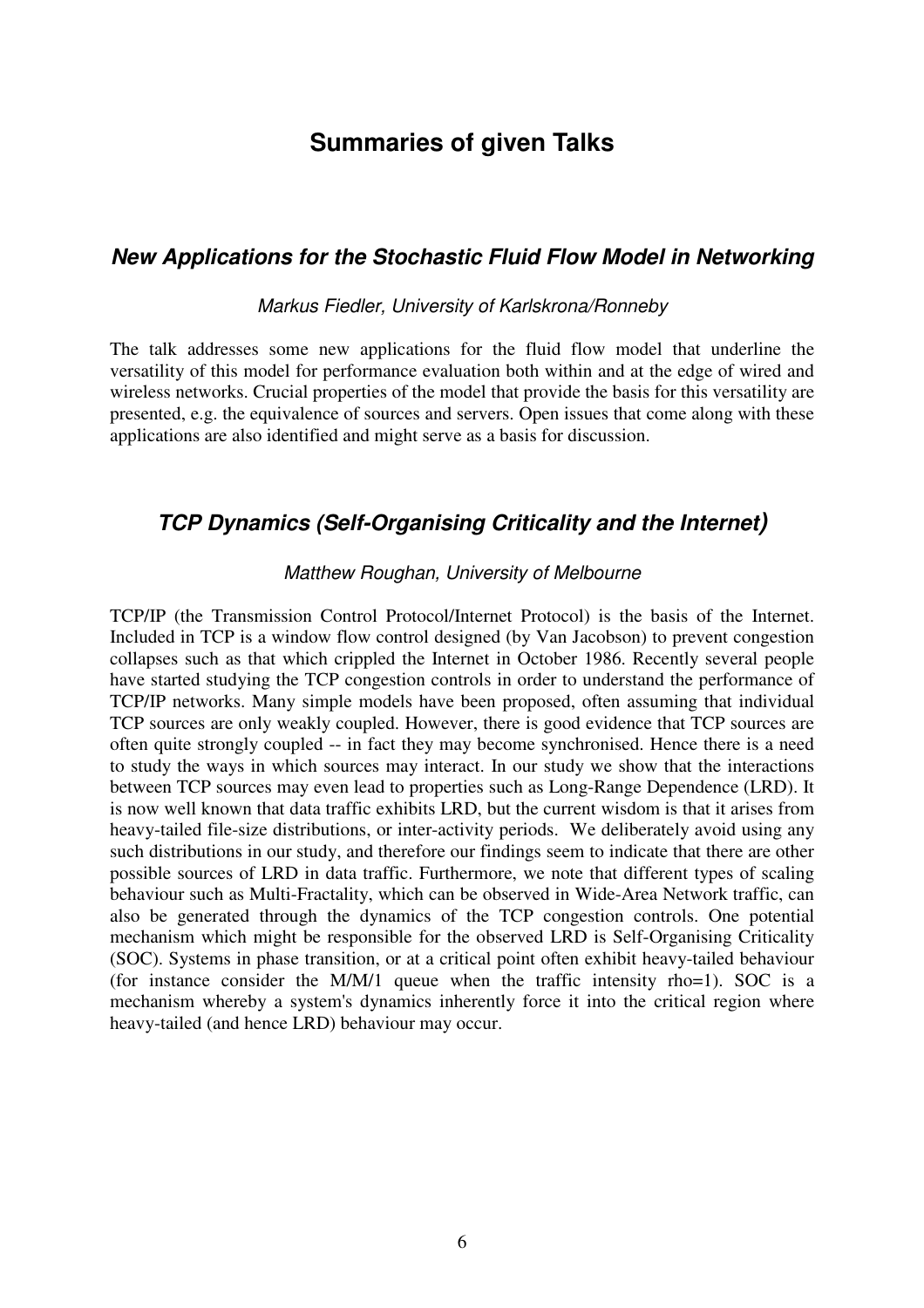# Summaries of given Talks

## *New Applications for the Stochastic Fluid Flow Model in Networking*

*Markus Fiedler, University of Karlskrona/Ronneby*

The talk addresses some new applications for the fluid flow model that underline the versatility of this model for performance evaluation both within and at the edge of wired and wireless networks. Crucial properties of the model that provide the basis for this versatility are presented, e.g. the equivalence of sources and servers. Open issues that come along with these applications are also identified and might serve as a basis for discussion.

## *TCP Dynamics (Self-Organising Criticality and the Internet)*

*Matthew Roughan, University of Melbourne*

TCP/IP (the Transmission Control Protocol/Internet Protocol) is the basis of the Internet. Included in TCP is a window flow control designed (by Van Jacobson) to prevent congestion collapses such as that which crippled the Internet in October 1986. Recently several people have started studying the TCP congestion controls in order to understand the performance of TCP/IP networks. Many simple models have been proposed, often assuming that individual TCP sources are only weakly coupled. However, there is good evidence that TCP sources are often quite strongly coupled -- in fact they may become synchronised. Hence there is a need to study the ways in which sources may interact. In our study we show that the interactions between TCP sources may even lead to properties such as Long-Range Dependence (LRD). It is now well known that data traffic exhibits LRD, but the current wisdom is that it arises from heavy-tailed file-size distributions, or inter-activity periods. We deliberately avoid using any such distributions in our study, and therefore our findings seem to indicate that there are other possible sources of LRD in data traffic. Furthermore, we note that different types of scaling behaviour such as Multi-Fractality, which can be observed in Wide-Area Network traffic, can also be generated through the dynamics of the TCP congestion controls. One potential mechanism which might be responsible for the observed LRD is Self-Organising Criticality (SOC). Systems in phase transition, or at a critical point often exhibit heavy-tailed behaviour (for instance consider the M/M/1 queue when the traffic intensity rho=1). SOC is a mechanism whereby a system's dynamics inherently force it into the critical region where heavy-tailed (and hence LRD) behaviour may occur.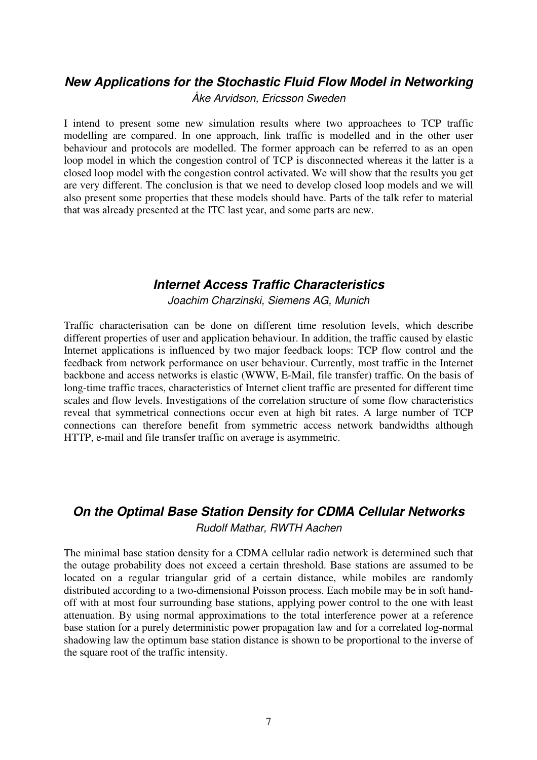## *New Applications for the Stochastic Fluid Flow Model in Networking*

*Åke Arvidson, Ericsson Sweden*

I intend to present some new simulation results where two approachees to TCP traffic modelling are compared. In one approach, link traffic is modelled and in the other user behaviour and protocols are modelled. The former approach can be referred to as an open loop model in which the congestion control of TCP is disconnected whereas it the latter is a closed loop model with the congestion control activated. We will show that the results you get are very different. The conclusion is that we need to develop closed loop models and we will also present some properties that these models should have. Parts of the talk refer to material that was already presented at the ITC last year, and some parts are new.

## *Internet Access Traffic Characteristics*

*Joachim Charzinski, Siemens AG, Munich*

Traffic characterisation can be done on different time resolution levels, which describe different properties of user and application behaviour. In addition, the traffic caused by elastic Internet applications is influenced by two major feedback loops: TCP flow control and the feedback from network performance on user behaviour. Currently, most traffic in the Internet backbone and access networks is elastic (WWW, E-Mail, file transfer) traffic. On the basis of long-time traffic traces, characteristics of Internet client traffic are presented for different time scales and flow levels. Investigations of the correlation structure of some flow characteristics reveal that symmetrical connections occur even at high bit rates. A large number of TCP connections can therefore benefit from symmetric access network bandwidths although HTTP, e-mail and file transfer traffic on average is asymmetric.

## *On the Optimal Base Station Density for CDMA Cellular Networks*

*Rudolf Mathar, RWTH Aachen*

The minimal base station density for a CDMA cellular radio network is determined such that the outage probability does not exceed a certain threshold. Base stations are assumed to be located on a regular triangular grid of a certain distance, while mobiles are randomly distributed according to a two-dimensional Poisson process. Each mobile may be in soft hand-off with at most four surrounding base stations, applying power control to the one with least attenuation. By using normal approximations to the total interference power at a reference base station for a purely deterministic power propagation law and for a correlated log-normal shadowing law the optimum base station distance is shown to be proportional to the inverse of the square root of the traffic intensity.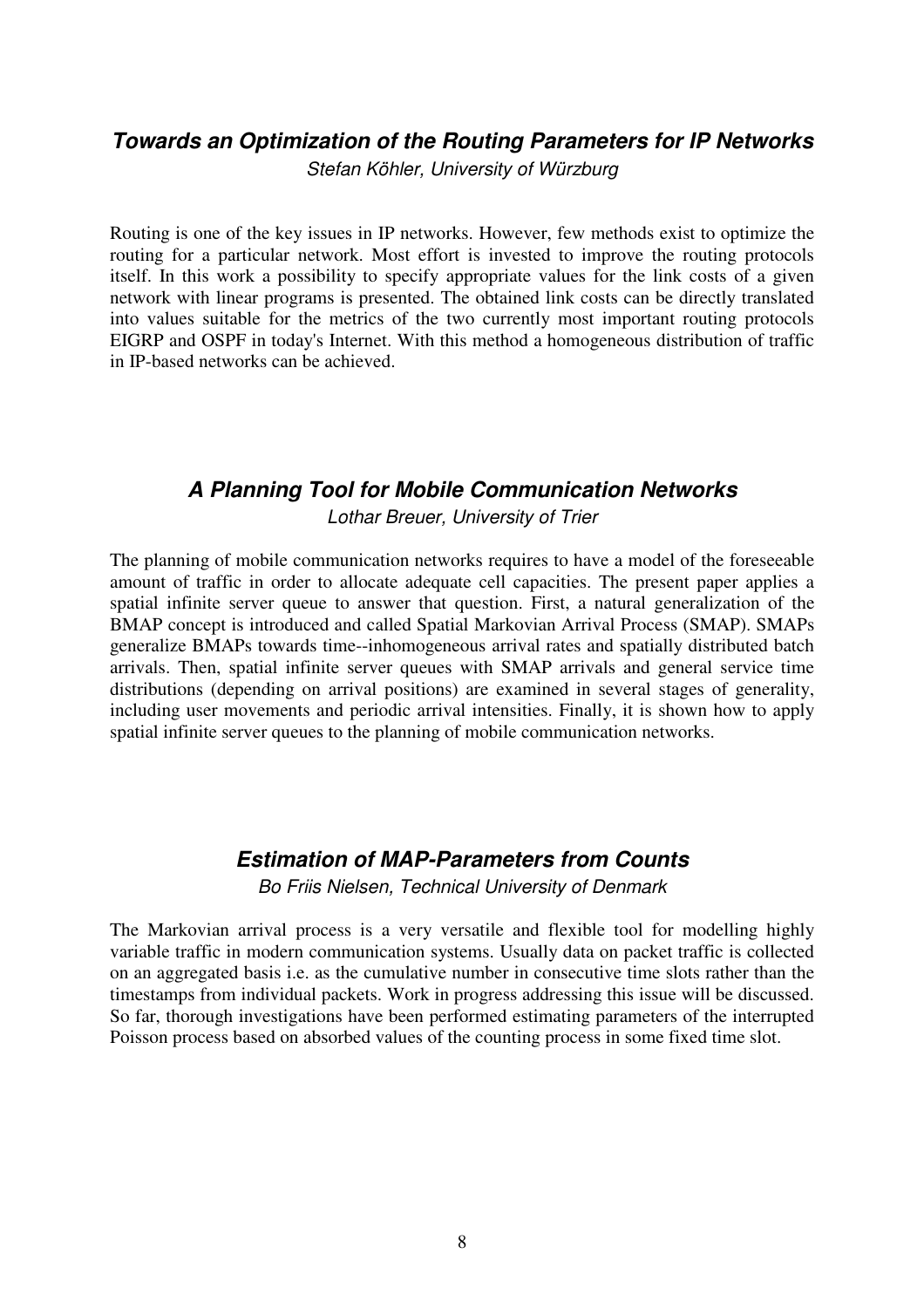### ***Towards an Optimization of the Routing Parameters for IP Networks***

*Stefan Köhler, University of Würzburg*

Routing is one of the key issues in IP networks. However, few methods exist to optimize the routing for a particular network. Most effort is invested to improve the routing protocols itself. In this work a possibility to specify appropriate values for the link costs of a given network with linear programs is presented. The obtained link costs can be directly translated into values suitable for the metrics of the two currently most important routing protocols EIGRP and OSPF in today's Internet. With this method a homogeneous distribution of traffic in IP-based networks can be achieved.

### ***A Planning Tool for Mobile Communication Networks***

*Lothar Breuer, University of Trier*

The planning of mobile communication networks requires to have a model of the foreseeable amount of traffic in order to allocate adequate cell capacities. The present paper applies a spatial infinite server queue to answer that question. First, a natural generalization of the BMAP concept is introduced and called Spatial Markovian Arrival Process (SMAP). SMAPs generalize BMAPs towards time--inhomogeneous arrival rates and spatially distributed batch arrivals. Then, spatial infinite server queues with SMAP arrivals and general service time distributions (depending on arrival positions) are examined in several stages of generality, including user movements and periodic arrival intensities. Finally, it is shown how to apply spatial infinite server queues to the planning of mobile communication networks.

### ***Estimation of MAP-Parameters from Counts***

*Bo Friis Nielsen, Technical University of Denmark*

The Markovian arrival process is a very versatile and flexible tool for modelling highly variable traffic in modern communication systems. Usually data on packet traffic is collected on an aggregated basis i.e. as the cumulative number in consecutive time slots rather than the timestamps from individual packets. Work in progress addressing this issue will be discussed. So far, thorough investigations have been performed estimating parameters of the interrupted Poisson process based on absorbed values of the counting process in some fixed time slot.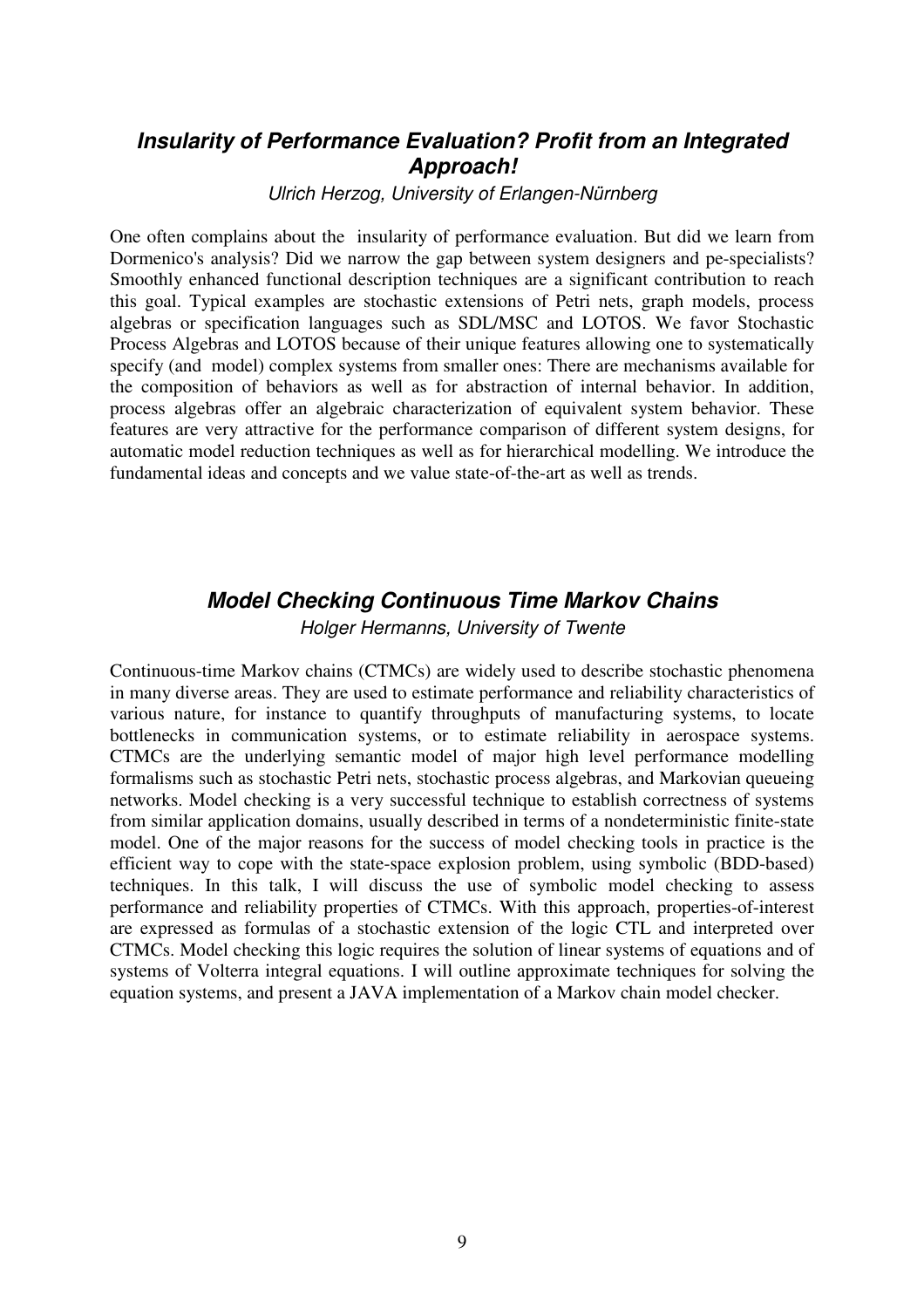## *Insularity of Performance Evaluation? Profit from an Integrated Approach!*

*Ulrich Herzog, University of Erlangen-Nürnberg*

One often complains about the insularity of performance evaluation. But did we learn from Dormenico's analysis? Did we narrow the gap between system designers and pe-specialists? Smoothly enhanced functional description techniques are a significant contribution to reach this goal. Typical examples are stochastic extensions of Petri nets, graph models, process algebras or specification languages such as SDL/MSC and LOTOS. We favor Stochastic Process Algebras and LOTOS because of their unique features allowing one to systematically specify (and model) complex systems from smaller ones: There are mechanisms available for the composition of behaviors as well as for abstraction of internal behavior. In addition, process algebras offer an algebraic characterization of equivalent system behavior. These features are very attractive for the performance comparison of different system designs, for automatic model reduction techniques as well as for hierarchical modelling. We introduce the fundamental ideas and concepts and we value state-of-the-art as well as trends.

## *Model Checking Continuous Time Markov Chains*

*Holger Hermanns, University of Twente*

Continuous-time Markov chains (CTMCs) are widely used to describe stochastic phenomena in many diverse areas. They are used to estimate performance and reliability characteristics of various nature, for instance to quantify throughputs of manufacturing systems, to locate bottlenecks in communication systems, or to estimate reliability in aerospace systems. CTMCs are the underlying semantic model of major high level performance modelling formalisms such as stochastic Petri nets, stochastic process algebras, and Markovian queueing networks. Model checking is a very successful technique to establish correctness of systems from similar application domains, usually described in terms of a nondeterministic finite-state model. One of the major reasons for the success of model checking tools in practice is the efficient way to cope with the state-space explosion problem, using symbolic (BDD-based) techniques. In this talk, I will discuss the use of symbolic model checking to assess performance and reliability properties of CTMCs. With this approach, properties-of-interest are expressed as formulas of a stochastic extension of the logic CTL and interpreted over CTMCs. Model checking this logic requires the solution of linear systems of equations and of systems of Volterra integral equations. I will outline approximate techniques for solving the equation systems, and present a JAVA implementation of a Markov chain model checker.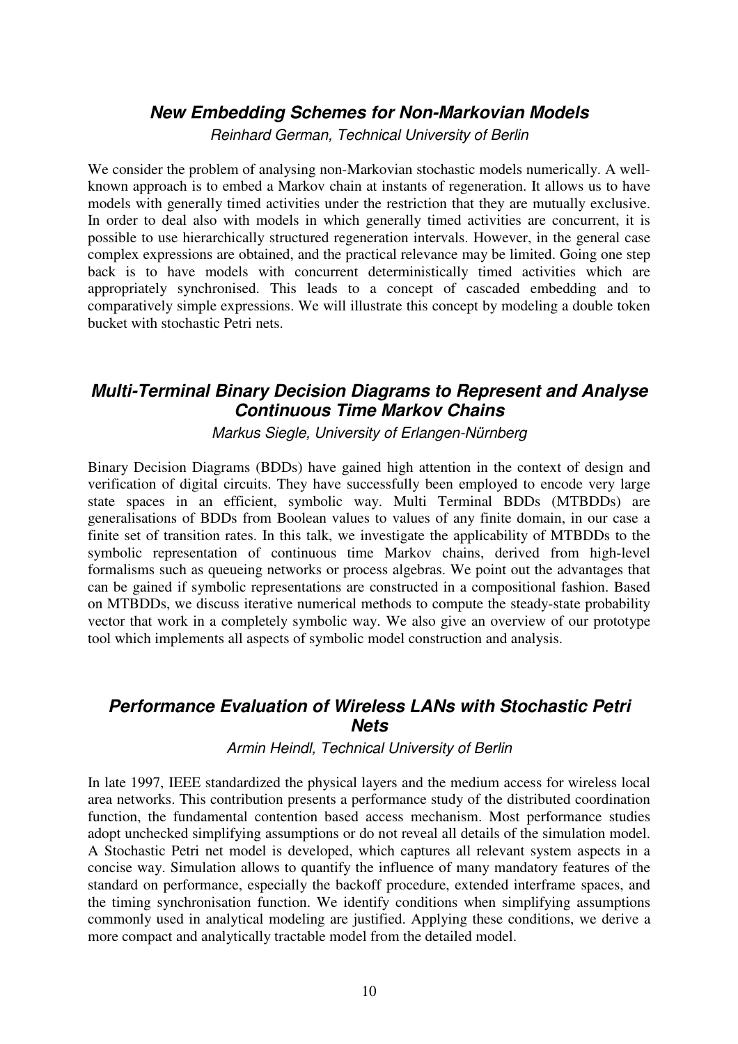## *New Embedding Schemes for Non-Markovian Models*

*Reinhard German, Technical University of Berlin*

We consider the problem of analysing non-Markovian stochastic models numerically. A well-known approach is to embed a Markov chain at instants of regeneration. It allows us to have models with generally timed activities under the restriction that they are mutually exclusive. In order to deal also with models in which generally timed activities are concurrent, it is possible to use hierarchically structured regeneration intervals. However, in the general case complex expressions are obtained, and the practical relevance may be limited. Going one step back is to have models with concurrent deterministically timed activities which are appropriately synchronised. This leads to a concept of cascaded embedding and to comparatively simple expressions. We will illustrate this concept by modeling a double token bucket with stochastic Petri nets.

## *Multi-Terminal Binary Decision Diagrams to Represent and Analyse Continuous Time Markov Chains*

*Markus Siegle, University of Erlangen-Nürnberg*

Binary Decision Diagrams (BDDs) have gained high attention in the context of design and verification of digital circuits. They have successfully been employed to encode very large state spaces in an efficient, symbolic way. Multi Terminal BDDs (MTBDDs) are generalisations of BDDs from Boolean values to values of any finite domain, in our case a finite set of transition rates. In this talk, we investigate the applicability of MTBDDs to the symbolic representation of continuous time Markov chains, derived from high-level formalisms such as queueing networks or process algebras. We point out the advantages that can be gained if symbolic representations are constructed in a compositional fashion. Based on MTBDDs, we discuss iterative numerical methods to compute the steady-state probability vector that work in a completely symbolic way. We also give an overview of our prototype tool which implements all aspects of symbolic model construction and analysis.

## *Performance Evaluation of Wireless LANs with Stochastic Petri Nets*

*Armin Heindl, Technical University of Berlin*

In late 1997, IEEE standardized the physical layers and the medium access for wireless local area networks. This contribution presents a performance study of the distributed coordination function, the fundamental contention based access mechanism. Most performance studies adopt unchecked simplifying assumptions or do not reveal all details of the simulation model. A Stochastic Petri net model is developed, which captures all relevant system aspects in a concise way. Simulation allows to quantify the influence of many mandatory features of the standard on performance, especially the backoff procedure, extended interframe spaces, and the timing synchronisation function. We identify conditions when simplifying assumptions commonly used in analytical modeling are justified. Applying these conditions, we derive a more compact and analytically tractable model from the detailed model.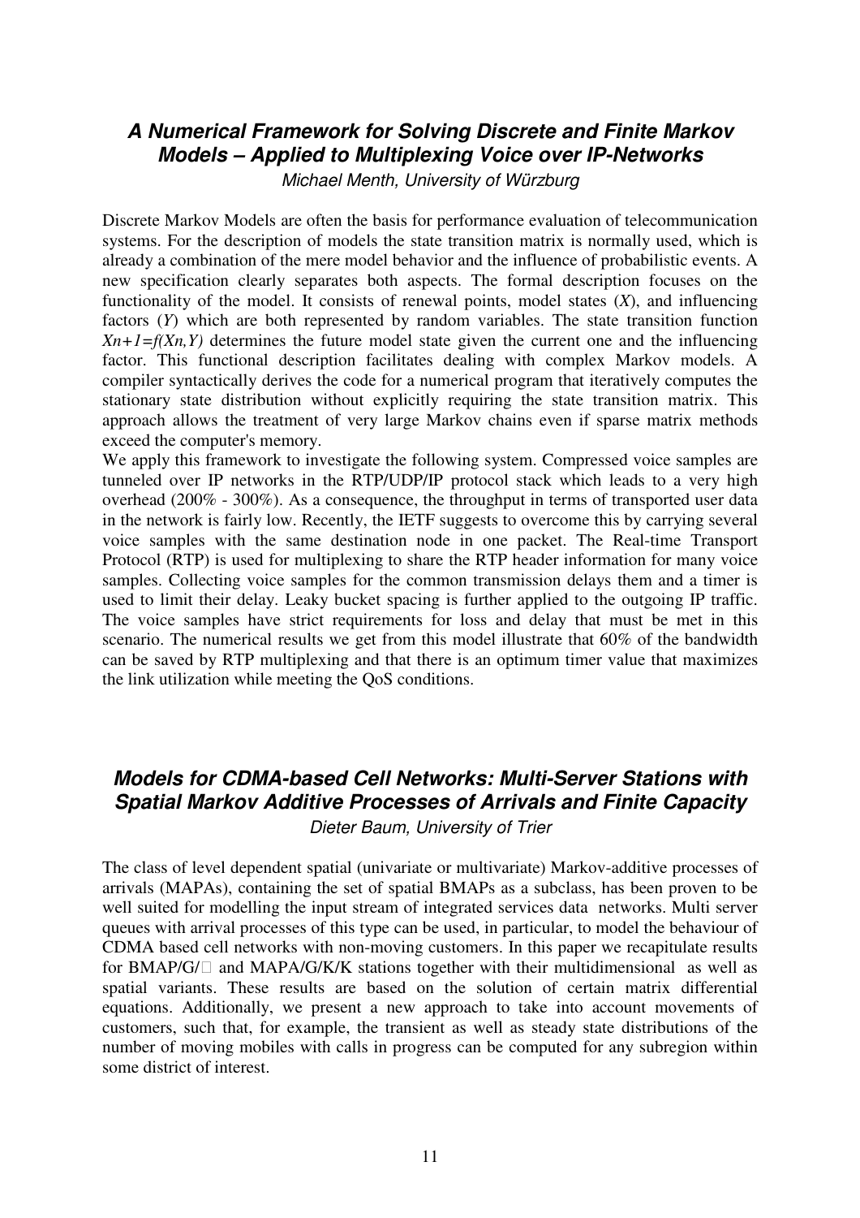## ***A Numerical Framework for Solving Discrete and Finite Markov Models – Applied to Multiplexing Voice over IP-Networks***

*Michael Menth, University of Würzburg*

Discrete Markov Models are often the basis for performance evaluation of telecommunication systems. For the description of models the state transition matrix is normally used, which is already a combination of the mere model behavior and the influence of probabilistic events. A new specification clearly separates both aspects. The formal description focuses on the functionality of the model. It consists of renewal points, model states ($X$), and influencing factors ($Y$) which are both represented by random variables. The state transition function $X_{n+1}=f(X_n,Y)$ determines the future model state given the current one and the influencing factor. This functional description facilitates dealing with complex Markov models. A compiler syntactically derives the code for a numerical program that iteratively computes the stationary state distribution without explicitly requiring the state transition matrix. This approach allows the treatment of very large Markov chains even if sparse matrix methods exceed the computer's memory.

We apply this framework to investigate the following system. Compressed voice samples are tunneled over IP networks in the RTP/UDP/IP protocol stack which leads to a very high overhead (200% - 300%). As a consequence, the throughput in terms of transported user data in the network is fairly low. Recently, the IETF suggests to overcome this by carrying several voice samples with the same destination node in one packet. The Real-time Transport Protocol (RTP) is used for multiplexing to share the RTP header information for many voice samples. Collecting voice samples for the common transmission delays them and a timer is used to limit their delay. Leaky bucket spacing is further applied to the outgoing IP traffic. The voice samples have strict requirements for loss and delay that must be met in this scenario. The numerical results we get from this model illustrate that 60% of the bandwidth can be saved by RTP multiplexing and that there is an optimum timer value that maximizes the link utilization while meeting the QoS conditions.

## ***Models for CDMA-based Cell Networks: Multi-Server Stations with Spatial Markov Additive Processes of Arrivals and Finite Capacity***

*Dieter Baum, University of Trier*

The class of level dependent spatial (univariate or multivariate) Markov-additive processes of arrivals (MAPAs), containing the set of spatial BMAPs as a subclass, has been proven to be well suited for modelling the input stream of integrated services data networks. Multi server queues with arrival processes of this type can be used, in particular, to model the behaviour of CDMA based cell networks with non-moving customers. In this paper we recapitulate results for BMAP/G/$\infty$ and MAPA/G/K/K stations together with their multidimensional as well as spatial variants. These results are based on the solution of certain matrix differential equations. Additionally, we present a new approach to take into account movements of customers, such that, for example, the transient as well as steady state distributions of the number of moving mobiles with calls in progress can be computed for any subregion within some district of interest.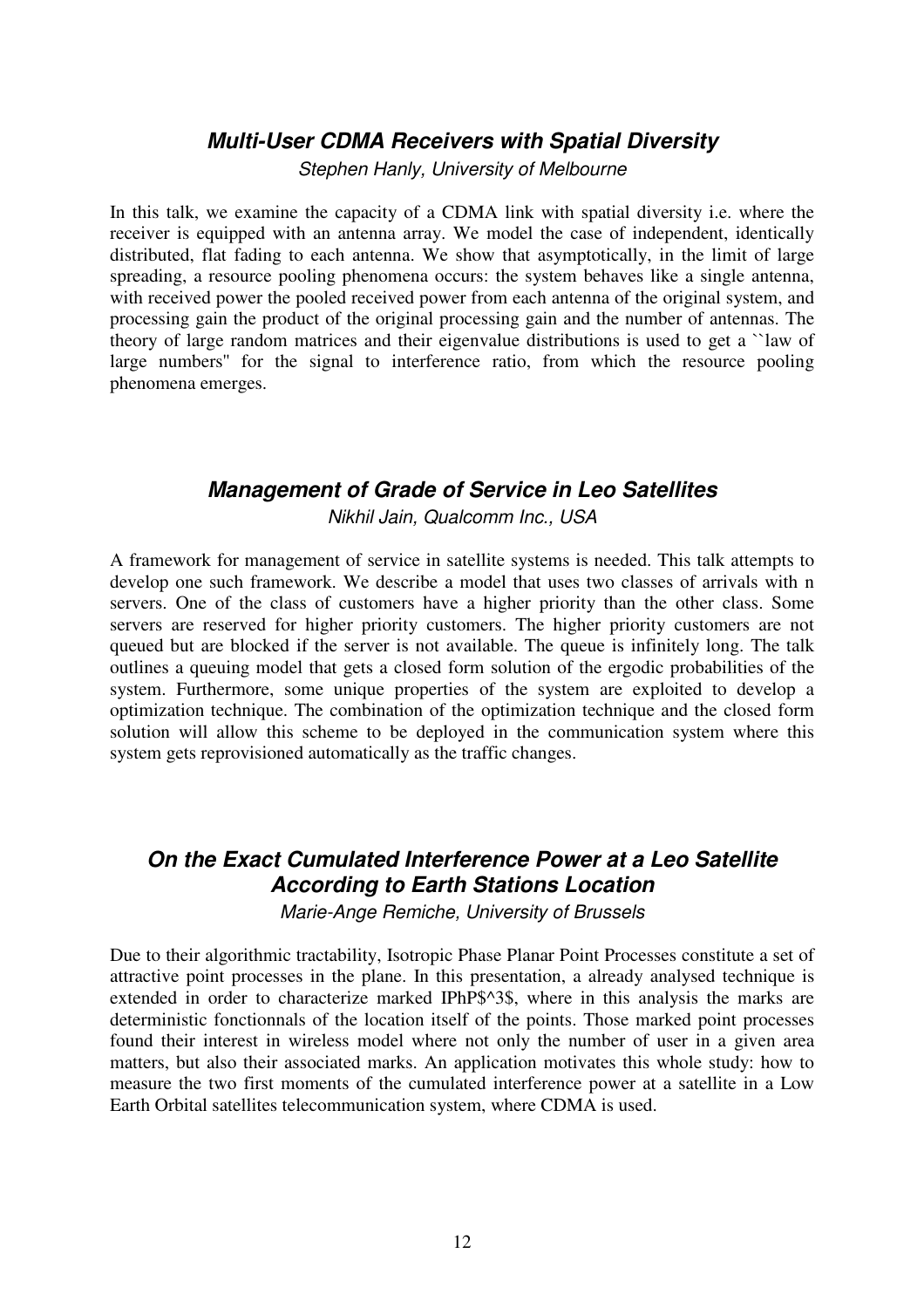## *Multi-User CDMA Receivers with Spatial Diversity*

*Stephen Hanly, University of Melbourne*

In this talk, we examine the capacity of a CDMA link with spatial diversity i.e. where the receiver is equipped with an antenna array. We model the case of independent, identically distributed, flat fading to each antenna. We show that asymptotically, in the limit of large spreading, a resource pooling phenomena occurs: the system behaves like a single antenna, with received power the pooled received power from each antenna of the original system, and processing gain the product of the original processing gain and the number of antennas. The theory of large random matrices and their eigenvalue distributions is used to get a ``law of large numbers'' for the signal to interference ratio, from which the resource pooling phenomena emerges.

## *Management of Grade of Service in Leo Satellites*

*Nikhil Jain, Qualcomm Inc., USA*

A framework for management of service in satellite systems is needed. This talk attempts to develop one such framework. We describe a model that uses two classes of arrivals with n servers. One of the class of customers have a higher priority than the other class. Some servers are reserved for higher priority customers. The higher priority customers are not queued but are blocked if the server is not available. The queue is infinitely long. The talk outlines a queuing model that gets a closed form solution of the ergodic probabilities of the system. Furthermore, some unique properties of the system are exploited to develop a optimization technique. The combination of the optimization technique and the closed form solution will allow this scheme to be deployed in the communication system where this system gets reprovisioned automatically as the traffic changes.

## *On the Exact Cumulated Interference Power at a Leo Satellite According to Earth Stations Location*

*Marie-Ange Remiche, University of Brussels*

Due to their algorithmic tractability, Isotropic Phase Planar Point Processes constitute a set of attractive point processes in the plane. In this presentation, a already analysed technique is extended in order to characterize marked IPhP$^3$, where in this analysis the marks are deterministic fonctionnals of the location itself of the points. Those marked point processes found their interest in wireless model where not only the number of user in a given area matters, but also their associated marks. An application motivates this whole study: how to measure the two first moments of the cumulated interference power at a satellite in a Low Earth Orbital satellites telecommunication system, where CDMA is used.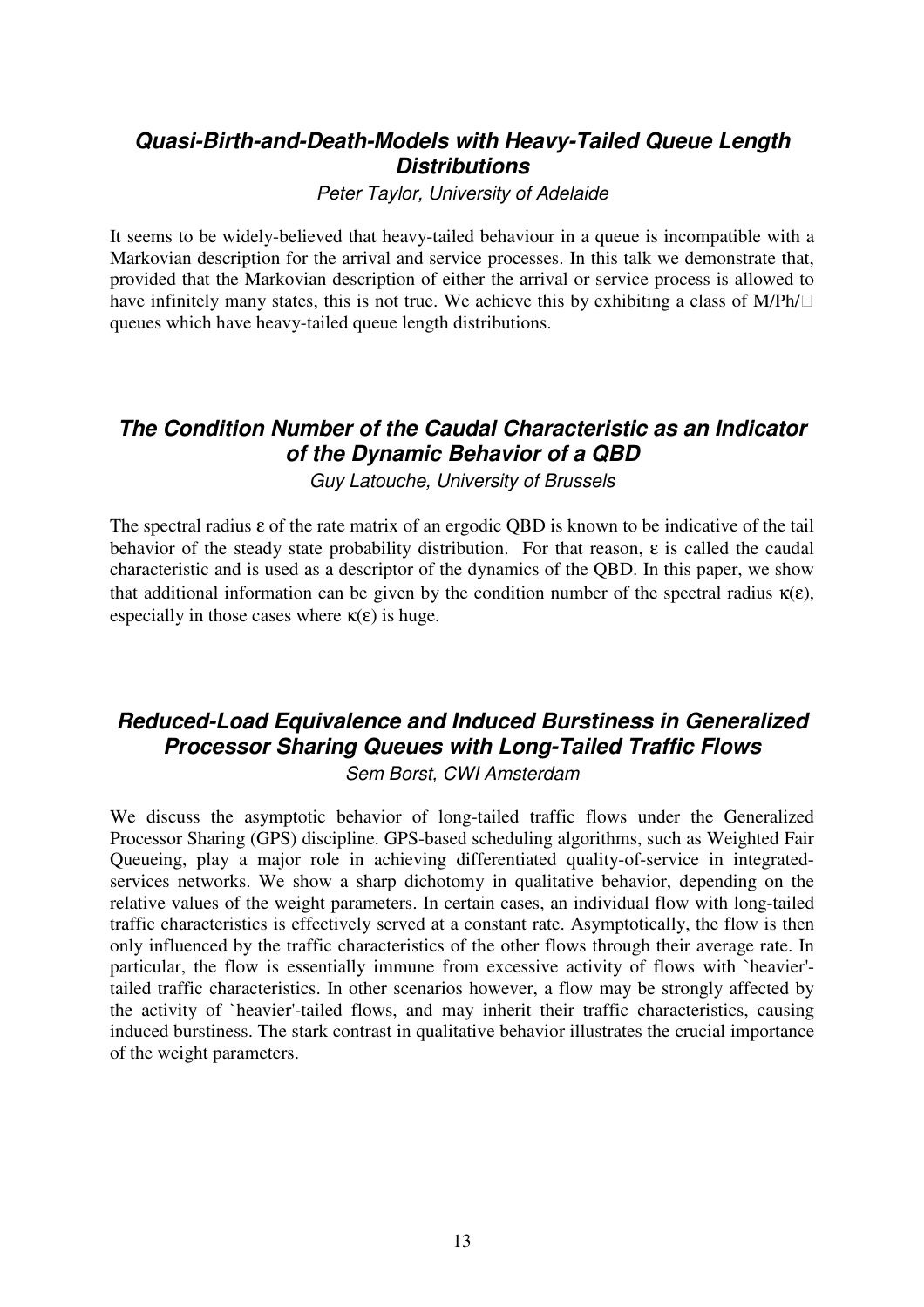## ***Quasi-Birth-and-Death-Models with Heavy-Tailed Queue Length Distributions***

*Peter Taylor, University of Adelaide*

It seems to be widely-believed that heavy-tailed behaviour in a queue is incompatible with a Markovian description for the arrival and service processes. In this talk we demonstrate that, provided that the Markovian description of either the arrival or service process is allowed to have infinitely many states, this is not true. We achieve this by exhibiting a class of M/Ph/$\infty$ queues which have heavy-tailed queue length distributions.

## ***The Condition Number of the Caudal Characteristic as an Indicator of the Dynamic Behavior of a QBD***

*Guy Latouche, University of Brussels*

The spectral radius $\varepsilon$ of the rate matrix of an ergodic QBD is known to be indicative of the tail behavior of the steady state probability distribution. For that reason, $\varepsilon$ is called the caudal characteristic and is used as a descriptor of the dynamics of the QBD. In this paper, we show that additional information can be given by the condition number of the spectral radius $\kappa(\varepsilon)$, especially in those cases where $\kappa(\varepsilon)$ is huge.

## ***Reduced-Load Equivalence and Induced Burstiness in Generalized Processor Sharing Queues with Long-Tailed Traffic Flows***

*Sem Borst, CWI Amsterdam*

We discuss the asymptotic behavior of long-tailed traffic flows under the Generalized Processor Sharing (GPS) discipline. GPS-based scheduling algorithms, such as Weighted Fair Queueing, play a major role in achieving differentiated quality-of-service in integrated-services networks. We show a sharp dichotomy in qualitative behavior, depending on the relative values of the weight parameters. In certain cases, an individual flow with long-tailed traffic characteristics is effectively served at a constant rate. Asymptotically, the flow is then only influenced by the traffic characteristics of the other flows through their average rate. In particular, the flow is essentially immune from excessive activity of flows with `heavier'-tailed traffic characteristics. In other scenarios however, a flow may be strongly affected by the activity of `heavier'-tailed flows, and may inherit their traffic characteristics, causing induced burstiness. The stark contrast in qualitative behavior illustrates the crucial importance of the weight parameters.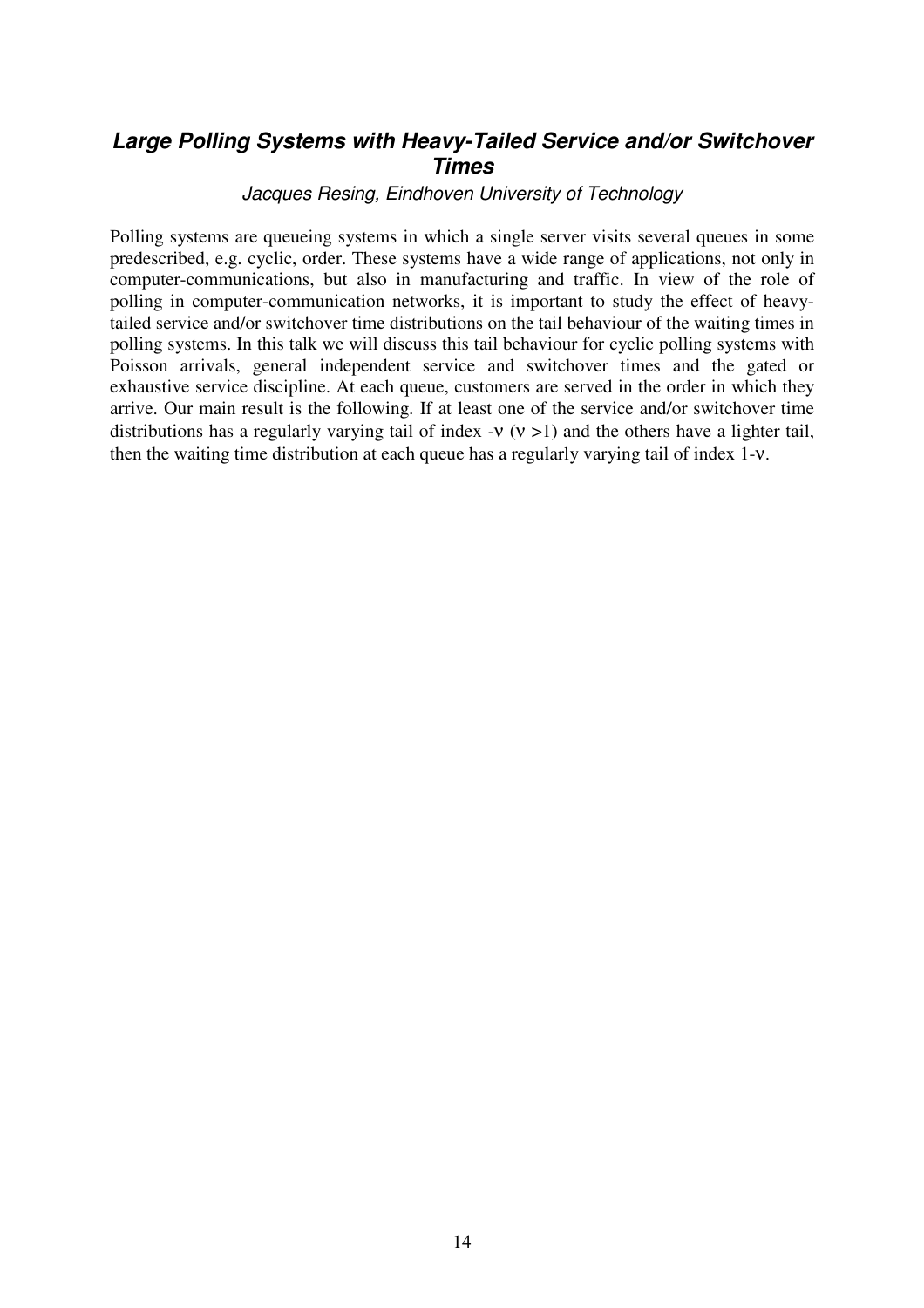## *Large Polling Systems with Heavy-Tailed Service and/or Switchover Times*

*Jacques Resing, Eindhoven University of Technology*

Polling systems are queueing systems in which a single server visits several queues in some predescribed, e.g. cyclic, order. These systems have a wide range of applications, not only in computer-communications, but also in manufacturing and traffic. In view of the role of polling in computer-communication networks, it is important to study the effect of heavy-tailed service and/or switchover time distributions on the tail behaviour of the waiting times in polling systems. In this talk we will discuss this tail behaviour for cyclic polling systems with Poisson arrivals, general independent service and switchover times and the gated or exhaustive service discipline. At each queue, customers are served in the order in which they arrive. Our main result is the following. If at least one of the service and/or switchover time distributions has a regularly varying tail of index $-\nu$ ($\nu > 1$) and the others have a lighter tail, then the waiting time distribution at each queue has a regularly varying tail of index $1-\nu$.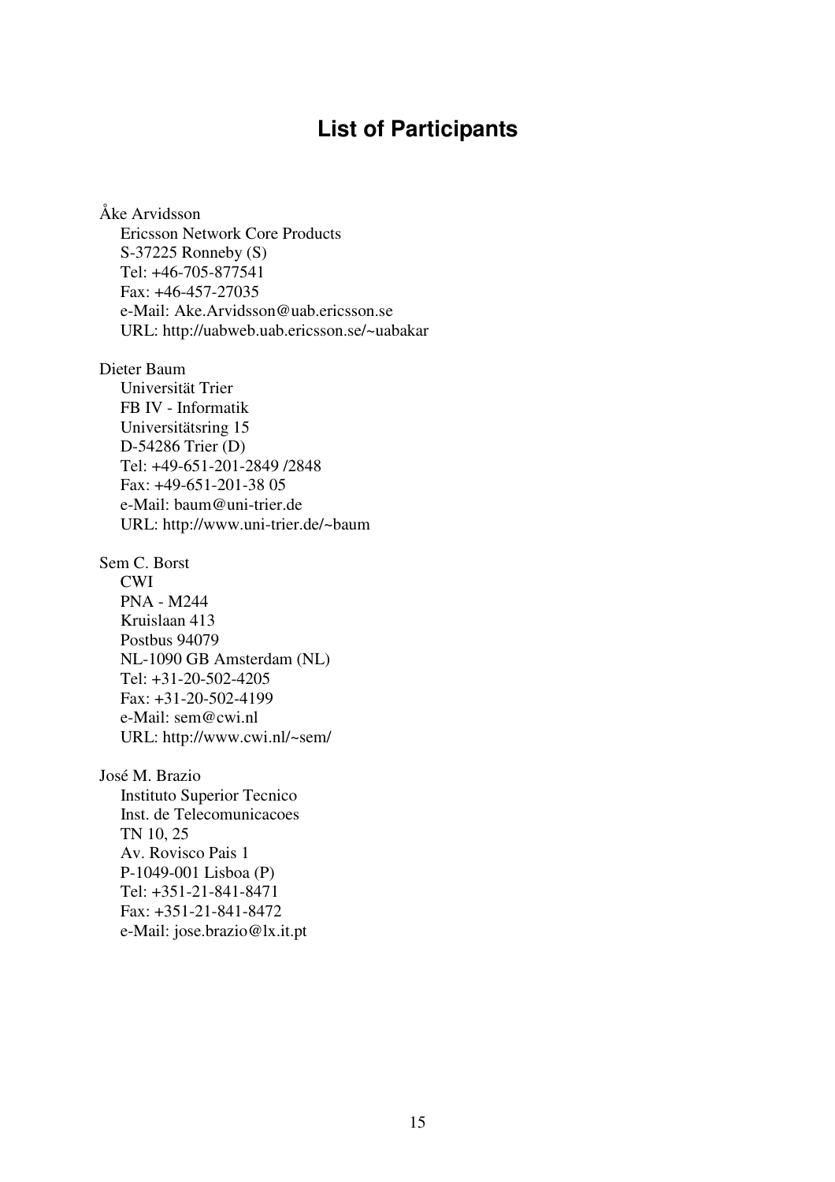# List of Participants

Åke Arvidsson
Ericsson Network Core Products
S-37225 Ronneby (S)
Tel: +46-705-877541
Fax: +46-457-27035
e-Mail: Ake.Arvidsson@uab.ericsson.se
URL: http://uabweb.uab.ericsson.se/~uabakar

Dieter Baum
Universität Trier
FB IV - Informatik
Universitätsring 15
D-54286 Trier (D)
Tel: +49-651-201-2849 /2848
Fax: +49-651-201-38 05
e-Mail: baum@uni-trier.de
URL: http://www.uni-trier.de/~baum

Sem C. Borst
CWI
PNA - M244
Kruislaan 413
Postbus 94079
NL-1090 GB Amsterdam (NL)
Tel: +31-20-502-4205
Fax: +31-20-502-4199
e-Mail: sem@cwi.nl
URL: http://www.cwi.nl/~sem/

José M. Brazio
Instituto Superior Tecnico
Inst. de Telecomunicacoes
TN 10, 25
Av. Rovisco Pais 1
P-1049-001 Lisboa (P)
Tel: +351-21-841-8471
Fax: +351-21-841-8472
e-Mail: jose.brazio@lx.it.pt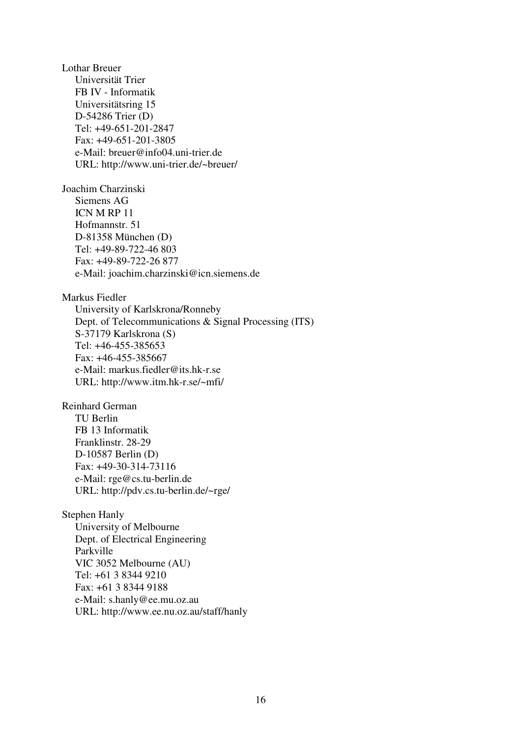Lothar Breuer  
Universität Trier  
FB IV - Informatik  
Universitätsring 15  
D-54286 Trier (D)  
Tel: +49-651-201-2847  
Fax: +49-651-201-3805  
e-Mail: breuer@info04.uni-trier.de  
URL: http://www.uni-trier.de/~breuer/

Joachim Charzinski  
Siemens AG  
ICN M RP 11  
Hofmannstr. 51  
D-81358 München (D)  
Tel: +49-89-722-46 803  
Fax: +49-89-722-26 877  
e-Mail: joachim.charzinski@icn.siemens.de

Markus Fiedler  
University of Karlskrona/Ronneby  
Dept. of Telecommunications & Signal Processing (ITS)  
S-37179 Karlskrona (S)  
Tel: +46-455-385653  
Fax: +46-455-385667  
e-Mail: markus.fiedler@its.hk-r.se  
URL: http://www.itm.hk-r.se/~mfi/

Reinhard German  
TU Berlin  
FB 13 Informatik  
Franklinstr. 28-29  
D-10587 Berlin (D)  
Fax: +49-30-314-73116  
e-Mail: rge@cs.tu-berlin.de  
URL: http://pdv.cs.tu-berlin.de/~rge/

Stephen Hanly  
University of Melbourne  
Dept. of Electrical Engineering  
Parkville  
VIC 3052 Melbourne (AU)  
Tel: +61 3 8344 9210  
Fax: +61 3 8344 9188  
e-Mail: s.hanly@ee.mu.oz.au  
URL: http://www.ee.nu.oz.au/staff/hanly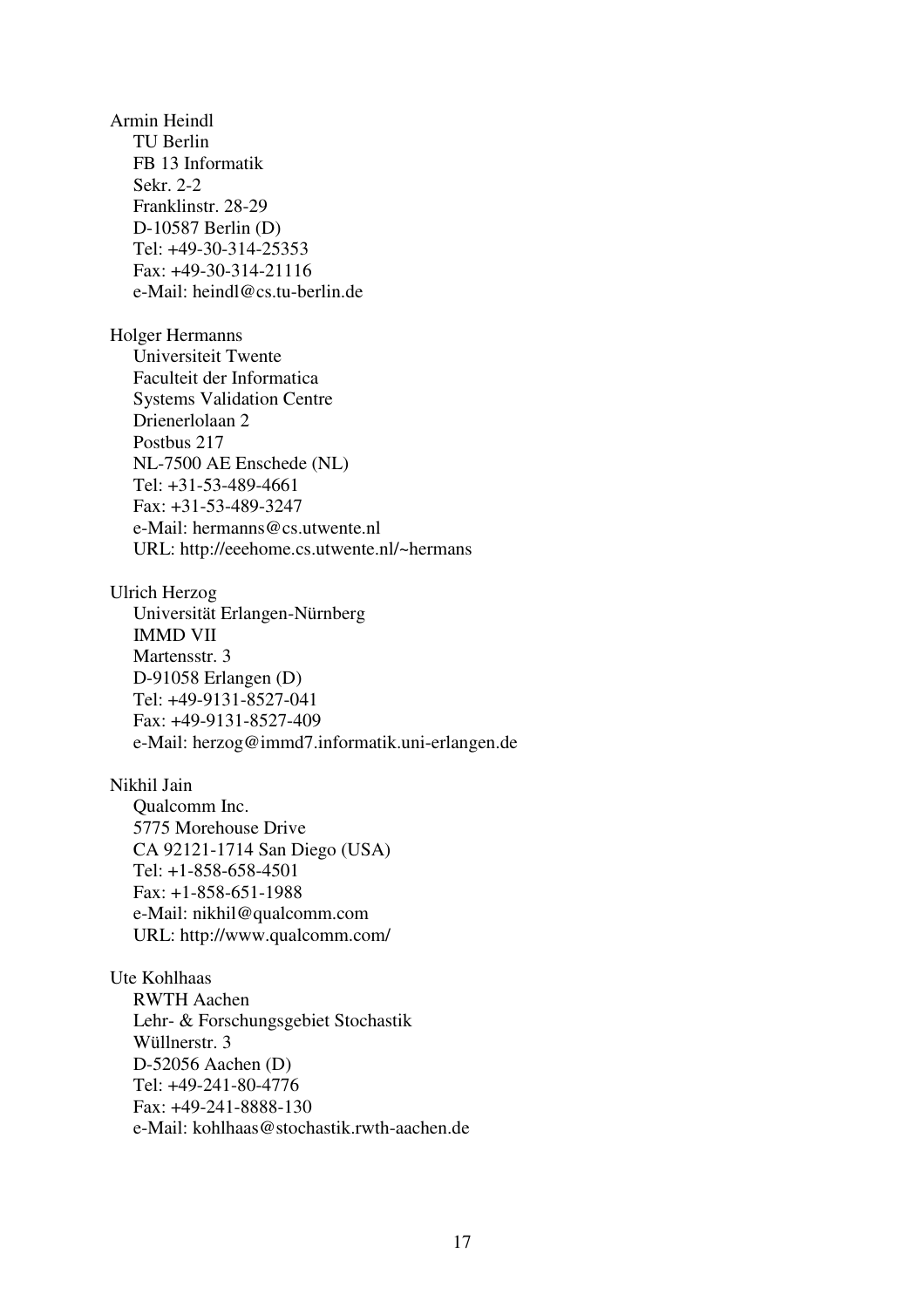Armin Heindl
TU Berlin
FB 13 Informatik
Sekr. 2-2
Franklinstr. 28-29
D-10587 Berlin (D)
Tel: +49-30-314-25353
Fax: +49-30-314-21116
e-Mail: heindl@cs.tu-berlin.de

Holger Hermanns
Universiteit Twente
Faculteit der Informatica
Systems Validation Centre
Drienerlolaan 2
Postbus 217
NL-7500 AE Enschede (NL)
Tel: +31-53-489-4661
Fax: +31-53-489-3247
e-Mail: hermanns@cs.utwente.nl
URL: http://eeehome.cs.utwente.nl/~hermans

Ulrich Herzog
Universität Erlangen-Nürnberg
IMMD VII
Martensstr. 3
D-91058 Erlangen (D)
Tel: +49-9131-8527-041
Fax: +49-9131-8527-409
e-Mail: herzog@immd7.informatik.uni-erlangen.de

Nikhil Jain
Qualcomm Inc.
5775 Morehouse Drive
CA 92121-1714 San Diego (USA)
Tel: +1-858-658-4501
Fax: +1-858-651-1988
e-Mail: nikhil@qualcomm.com
URL: http://www.qualcomm.com/

Ute Kohlhaas
RWTH Aachen
Lehr- & Forschungsgebiet Stochastik
Wüllnerstr. 3
D-52056 Aachen (D)
Tel: +49-241-80-4776
Fax: +49-241-8888-130
e-Mail: kohlhaas@stochastik.rwth-aachen.de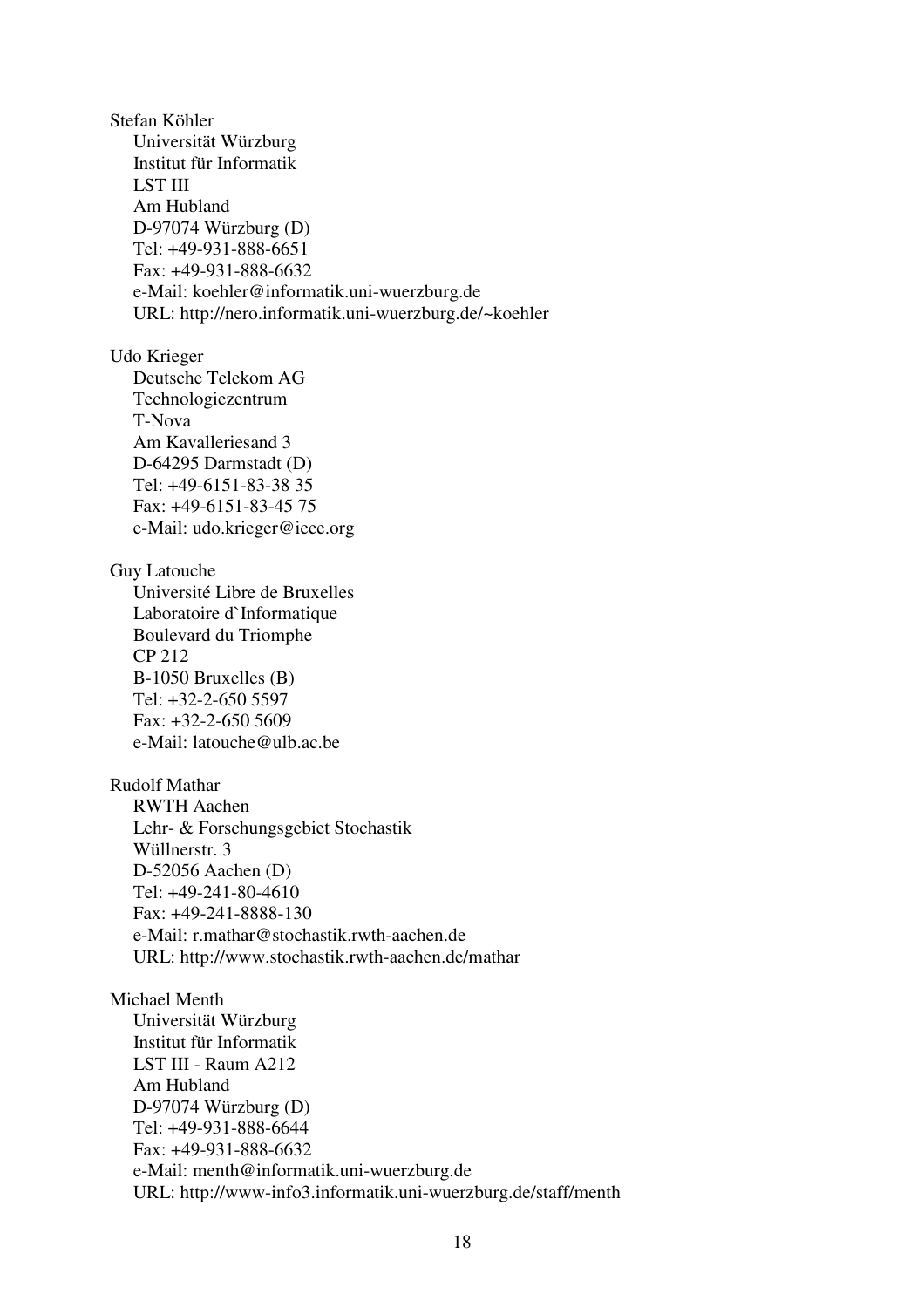Stefan Köhler

Universität Würzburg
Institut für Informatik
LST III
Am Hubland
D-97074 Würzburg (D)
Tel: +49-931-888-6651
Fax: +49-931-888-6632
e-Mail: koehler@informatik.uni-wuerzburg.de
URL: http://nero.informatik.uni-wuerzburg.de/~koehler

Udo Krieger

Deutsche Telekom AG
Technologiezentrum
T-Nova
Am Kavalleriesand 3
D-64295 Darmstadt (D)
Tel: +49-6151-83-38 35
Fax: +49-6151-83-45 75
e-Mail: udo.krieger@ieee.org

Guy Latouche

Université Libre de Bruxelles
Laboratoire d`Informatique
Boulevard du Triomphe
CP 212
B-1050 Bruxelles (B)
Tel: +32-2-650 5597
Fax: +32-2-650 5609
e-Mail: latouche@ulb.ac.be

Rudolf Mathar

RWTH Aachen
Lehr- & Forschungsgebiet Stochastik
Wüllnerstr. 3
D-52056 Aachen (D)
Tel: +49-241-80-4610
Fax: +49-241-8888-130
e-Mail: r.mathar@stochastik.rwth-aachen.de
URL: http://www.stochastik.rwth-aachen.de/mathar

Michael Menth

Universität Würzburg
Institut für Informatik
LST III - Raum A212
Am Hubland
D-97074 Würzburg (D)
Tel: +49-931-888-6644
Fax: +49-931-888-6632
e-Mail: menth@informatik.uni-wuerzburg.de
URL: http://www-info3.informatik.uni-wuerzburg.de/staff/menth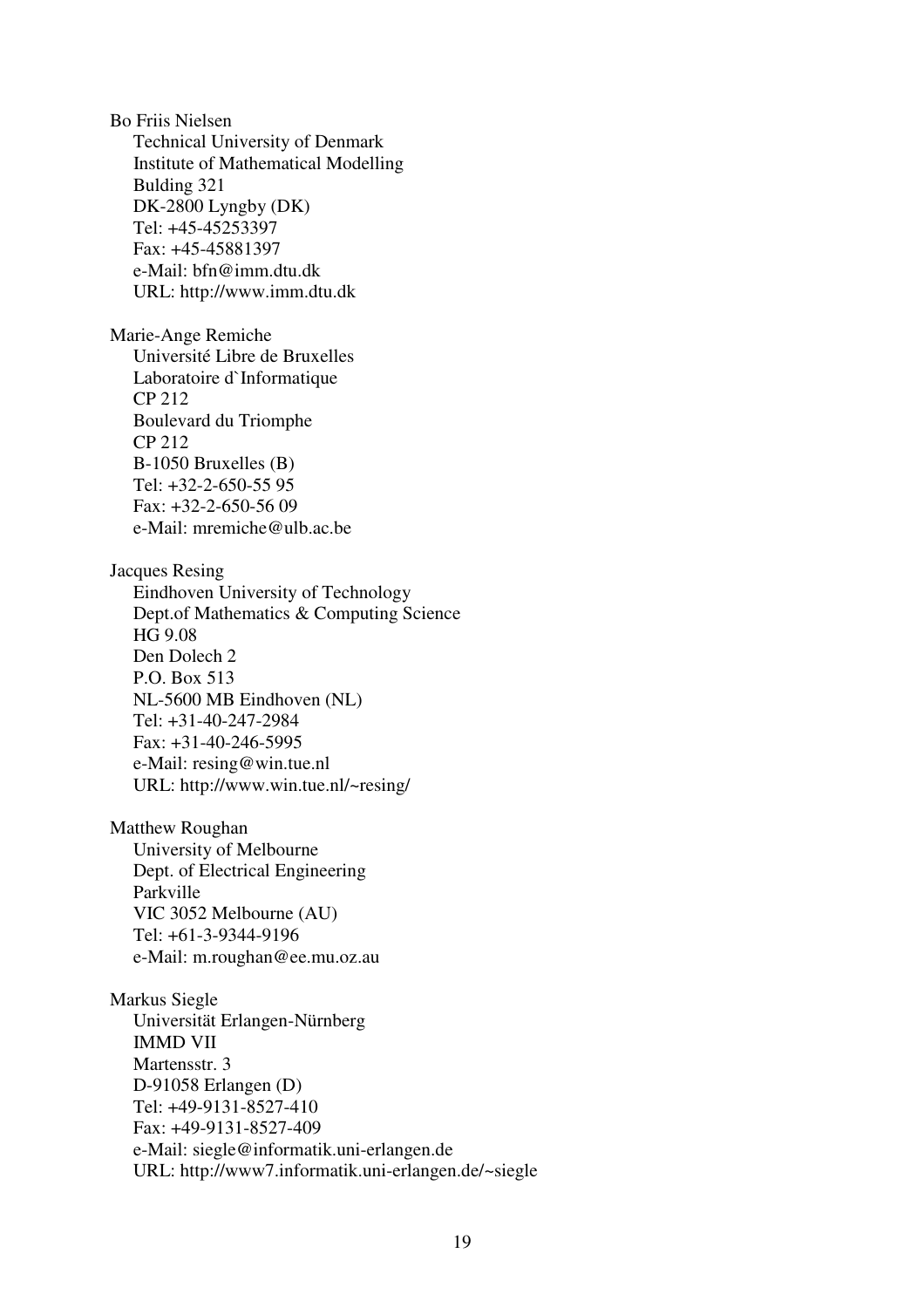Bo Friis Nielsen
Technical University of Denmark
Institute of Mathematical Modelling
Bulding 321
DK-2800 Lyngby (DK)
Tel: +45-45253397
Fax: +45-45881397
e-Mail: bfn@imm.dtu.dk
URL: http://www.imm.dtu.dk

Marie-Ange Remiche
Université Libre de Bruxelles
Laboratoire d`Informatique
CP 212
Boulevard du Triomphe
CP 212
B-1050 Bruxelles (B)
Tel: +32-2-650-55 95
Fax: +32-2-650-56 09
e-Mail: mremiche@ulb.ac.be

Jacques Resing
Eindhoven University of Technology
Dept.of Mathematics & Computing Science
HG 9.08
Den Dolech 2
P.O. Box 513
NL-5600 MB Eindhoven (NL)
Tel: +31-40-247-2984
Fax: +31-40-246-5995
e-Mail: resing@win.tue.nl
URL: http://www.win.tue.nl/~resing/

Matthew Roughan
University of Melbourne
Dept. of Electrical Engineering
Parkville
VIC 3052 Melbourne (AU)
Tel: +61-3-9344-9196
e-Mail: m.roughan@ee.mu.oz.au

Markus Siegle
Universität Erlangen-Nürnberg
IMMD VII
Martensstr. 3
D-91058 Erlangen (D)
Tel: +49-9131-8527-410
Fax: +49-9131-8527-409
e-Mail: siegle@informatik.uni-erlangen.de
URL: http://www7.informatik.uni-erlangen.de/~siegle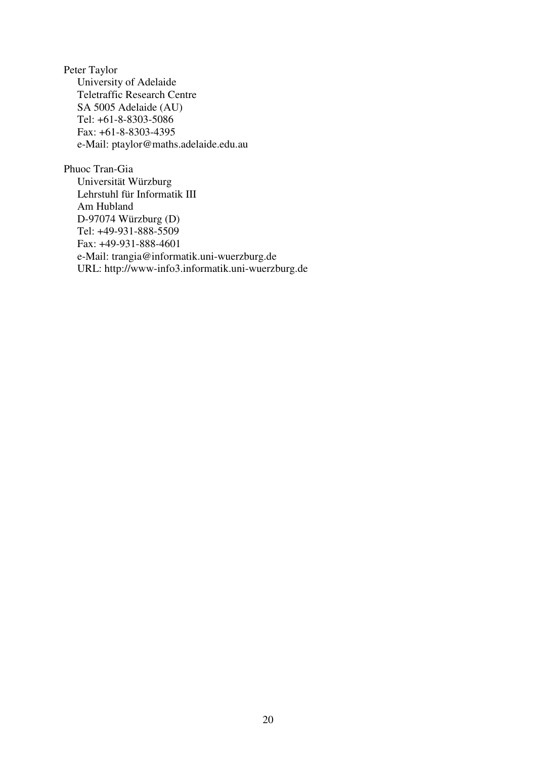Peter Taylor

University of Adelaide
Teletraffic Research Centre
SA 5005 Adelaide (AU)
Tel: +61-8-8303-5086
Fax: +61-8-8303-4395
e-Mail: ptaylor@maths.adelaide.edu.au

Phuoc Tran-Gia

Universität Würzburg
Lehrstuhl für Informatik III
Am Hubland
D-97074 Würzburg (D)
Tel: +49-931-888-5509
Fax: +49-931-888-4601
e-Mail: trangia@informatik.uni-wuerzburg.de
URL: http://www-info3.informatik.uni-wuerzburg.de